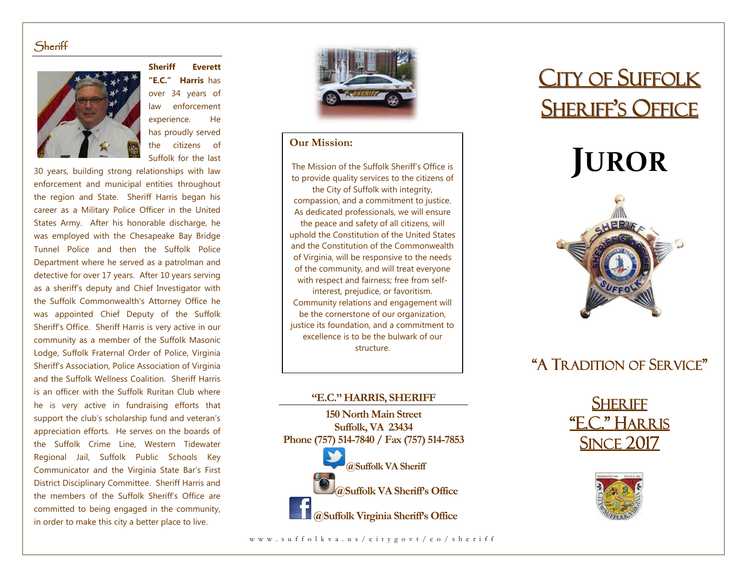## Sheriff

**Sheriff Everett "E.C." Harris** has over 34 years of law enforcement experience. He has proudly served the citizens of Suffolk for the last 30 years, building strong relationships with law enforcement and municipal entities throughout the region and State. Sheriff Harris began his career as a Military Police Officer in the United States Army. After his honorable discharge, he was employed with the Chesapeake Bay Bridge Tunnel Police and then the Suffolk Police Department where he served as a patrolman and detective for over 17 years. After 10 years serving as a sheriff's deputy and Chief Investigator with the Suffolk Commonwealth's Attorney Office he was appointed Chief Deputy of the Suffolk Sheriff's Office. Sheriff Harris is very active in our community as a member of the Suffolk Masonic Lodge, Suffolk Fraternal Order of Police, Virginia Sheriff's Association, Police Association of Virginia and the Suffolk Wellness Coalition. Sheriff Harris is an officer with the Suffolk Ruritan Club where he is very active in fundraising efforts that support the club's scholarship fund and veteran's appreciation efforts. He serves on the boards of the Suffolk Crime Line, Western Tidewater Regional Jail, Suffolk Public Schools Key Communicator and the Virginia State Bar's First District Disciplinary Committee. Sheriff Harris and the members of the Suffolk Sheriff's Office are committed to being engaged in the community, in order to make this city a better place to live.

**Our Mission:**

The Mission of the Suffolk Sheriff's Office is to provide quality services to the citizens of the City of Suffolk with integrity, compassion, and a commitment to justice. As dedicated professionals, we will ensure the peace and safety of all citizens, will uphold the Constitution of the United States and the Constitution of the Commonwealth of Virginia, will be responsive to the needs of the community, and will treat everyone with respect and fairness; free from self-interest, prejudice, or favoritism. Community relations and engagement will be the cornerstone of our organization, justice its foundation, and a commitment to excellence is to be the bulwark of our structure.

**"E.C." HARRIS, SHERIFF**

**150 North Main Street**
**Suffolk, VA 23434**
**Phone (757) 514-7840 / Fax (757) 514-7853**

**@Suffolk VA Sheriff**

**@Suffolk VA Sheriff's Office**

**@Suffolk Virginia Sheriff's Office**

www.suffolkva.us/citygovt/co/sheriff

# City of Suffolk Sheriff's Office

# Juror

## "A Tradition of Service"

**Sheriff "E.C." Harris Since 2017**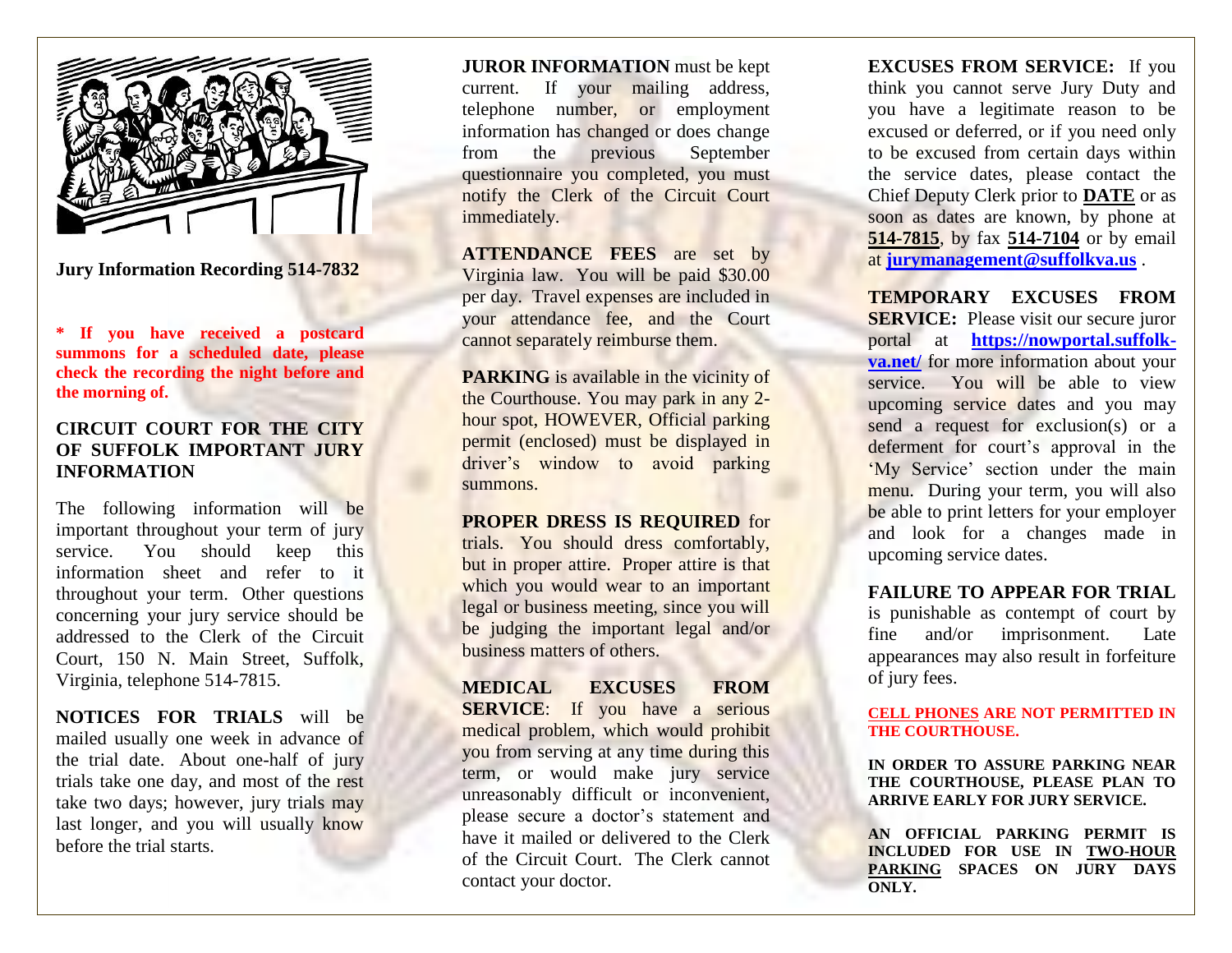**Jury Information Recording 514-7832**

**\* If you have received a postcard summons for a scheduled date, please check the recording the night before and the morning of.**

## CIRCUIT COURT FOR THE CITY OF SUFFOLK IMPORTANT JURY INFORMATION

The following information will be important throughout your term of jury service. You should keep this information sheet and refer to it throughout your term. Other questions concerning your jury service should be addressed to the Clerk of the Circuit Court, 150 N. Main Street, Suffolk, Virginia, telephone 514-7815.

**NOTICES FOR TRIALS** will be mailed usually one week in advance of the trial date. About one-half of jury trials take one day, and most of the rest take two days; however, jury trials may last longer, and you will usually know before the trial starts.

**JUROR INFORMATION** must be kept current. If your mailing address, telephone number, or employment information has changed or does change from the previous September questionnaire you completed, you must notify the Clerk of the Circuit Court immediately.

**ATTENDANCE FEES** are set by Virginia law. You will be paid $30.00 per day. Travel expenses are included in your attendance fee, and the Court cannot separately reimburse them.

**PARKING** is available in the vicinity of the Courthouse. You may park in any 2-hour spot, HOWEVER, Official parking permit (enclosed) must be displayed in driver's window to avoid parking summons.

**PROPER DRESS IS REQUIRED** for trials. You should dress comfortably, but in proper attire. Proper attire is that which you would wear to an important legal or business meeting, since you will be judging the important legal and/or business matters of others.

**MEDICAL EXCUSES FROM SERVICE**: If you have a serious medical problem, which would prohibit you from serving at any time during this term, or would make jury service unreasonably difficult or inconvenient, please secure a doctor's statement and have it mailed or delivered to the Clerk of the Circuit Court. The Clerk cannot contact your doctor.

**EXCUSES FROM SERVICE:** If you think you cannot serve Jury Duty and you have a legitimate reason to be excused or deferred, or if you need only to be excused from certain days within the service dates, please contact the Chief Deputy Clerk prior to **DATE** or as soon as dates are known, by phone at **514-7815**, by fax **514-7104** or by email at **jurymanagement@suffolkva.us** .

**TEMPORARY EXCUSES FROM SERVICE:** Please visit our secure juror portal at **https://nowportal.suffolk-va.net/** for more information about your service. You will be able to view upcoming service dates and you may send a request for exclusion(s) or a deferment for court's approval in the 'My Service' section under the main menu. During your term, you will also be able to print letters for your employer and look for a changes made in upcoming service dates.

**FAILURE TO APPEAR FOR TRIAL** is punishable as contempt of court by fine and/or imprisonment. Late appearances may also result in forfeiture of jury fees.

**CELL PHONES ARE NOT PERMITTED IN THE COURTHOUSE.**

**IN ORDER TO ASSURE PARKING NEAR THE COURTHOUSE, PLEASE PLAN TO ARRIVE EARLY FOR JURY SERVICE.**

**AN OFFICIAL PARKING PERMIT IS INCLUDED FOR USE IN TWO-HOUR PARKING SPACES ON JURY DAYS ONLY.**